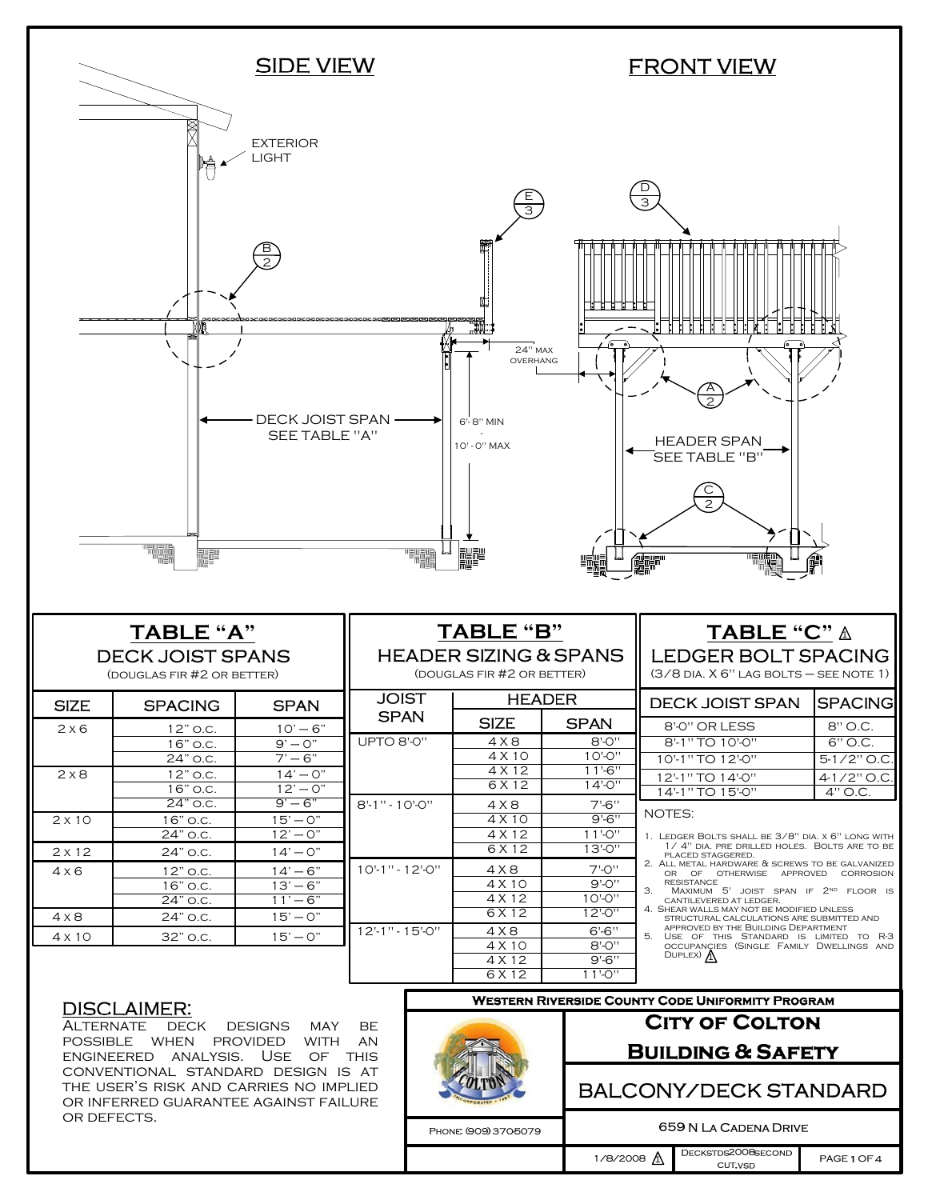## SIDE VIEW

EXTERIOR LIGHT

B/2

E/3

DECK JOIST SPAN SEE TABLE "A"

24" MAX OVERHANG

6'-8" MIN - 10'-0" MAX

## FRONT VIEW

D/3

A/2

HEADER SPAN SEE TABLE "B"

C/2

## TABLE "A"

### DECK JOIST SPANS

(DOUGLAS FIR #2 OR BETTER)

| SIZE | SPACING | SPAN |
|---|---|---|
| 2 x 6 | 12" O.C. | 10' – 6" |
| | 16" O.C. | 9' – 0" |
| | 24" O.C. | 7' – 6" |
| 2 x 8 | 12" O.C. | 14' – 0" |
| | 16" O.C. | 12' – 0" |
| | 24" O.C. | 9' – 6" |
| 2 x 10 | 16" O.C. | 15' – 0" |
| | 24" O.C. | 12' – 0" |
| 2 x 12 | 24" O.C. | 14' – 0" |
| 4 x 6 | 12" O.C. | 14' – 6" |
| | 16" O.C. | 13' – 6" |
| | 24" O.C. | 11' – 6" |
| 4 x 8 | 24" O.C. | 15' – 0" |
| 4 x 10 | 32" O.C. | 15' – 0" |

## TABLE "B"

### HEADER SIZING & SPANS

(DOUGLAS FIR #2 OR BETTER)

| JOIST SPAN | HEADER | |
|---|---|---|
| | SIZE | SPAN |
| UPTO 8'-0" | 4 X 8 | 8'-0" |
| | 4 X 10 | 10'-0" |
| | 4 X 12 | 11'-6" |
| | 6 X 12 | 14'-0" |
| 8'-1" - 10'-0" | 4 X 8 | 7'-6" |
| | 4 X 10 | 9'-6" |
| | 4 X 12 | 11'-0" |
| | 6 X 12 | 13'-0" |
| 10'-1" - 12'-0" | 4 X 8 | 7'-0" |
| | 4 X 10 | 9'-0" |
| | 4 X 12 | 10'-0" |
| | 6 X 12 | 12'-0" |
| 12'-1" - 15'-0" | 4 X 8 | 6'-6" |
| | 4 X 10 | 8'-0" |
| | 4 X 12 | 9'-6" |
| | 6 X 12 | 11'-0" |

## TABLE "C" ⚠

### LEDGER BOLT SPACING

(3/8 DIA. X 6" LAG BOLTS – SEE NOTE 1)

| DECK JOIST SPAN | SPACING |
|---|---|
| 8'-0" OR LESS | 8" O.C. |
| 8'-1" TO 10'-0" | 6" O.C. |
| 10'-1" TO 12'-0" | 5-1/2" O.C. |
| 12'-1" TO 14'-0" | 4-1/2" O.C. |
| 14'-1" TO 15'-0" | 4" O.C. |

NOTES:

1. Ledger Bolts shall be 3/8" dia. x 6" long with 1/4" dia. pre drilled holes. Bolts are to be placed staggered.
2. All metal hardware & screws to be galvanized or of otherwise approved corrosion resistance.
3. Maximum 5' joist span if 2nd floor is cantilevered at ledger.
4. Shear walls may not be modified unless structural calculations are submitted and approved by the Building Department
5. Use of this Standard is limited to R-3 occupancies (Single Family Dwellings and Duplex) ⚠

## DISCLAIMER:

Alternate deck designs may be possible when provided with an engineered analysis. Use of this conventional standard design is at the user's risk and carries no implied or inferred guarantee against failure or defects.

**Western Riverside County Code Uniformity Program**

**City of Colton**

**Building & Safety**

BALCONY/DECK STANDARD

Phone (909) 3705079

659 N La Cadena Drive

1/8/2008 ⚠ | Deckstds2008second cut.vsd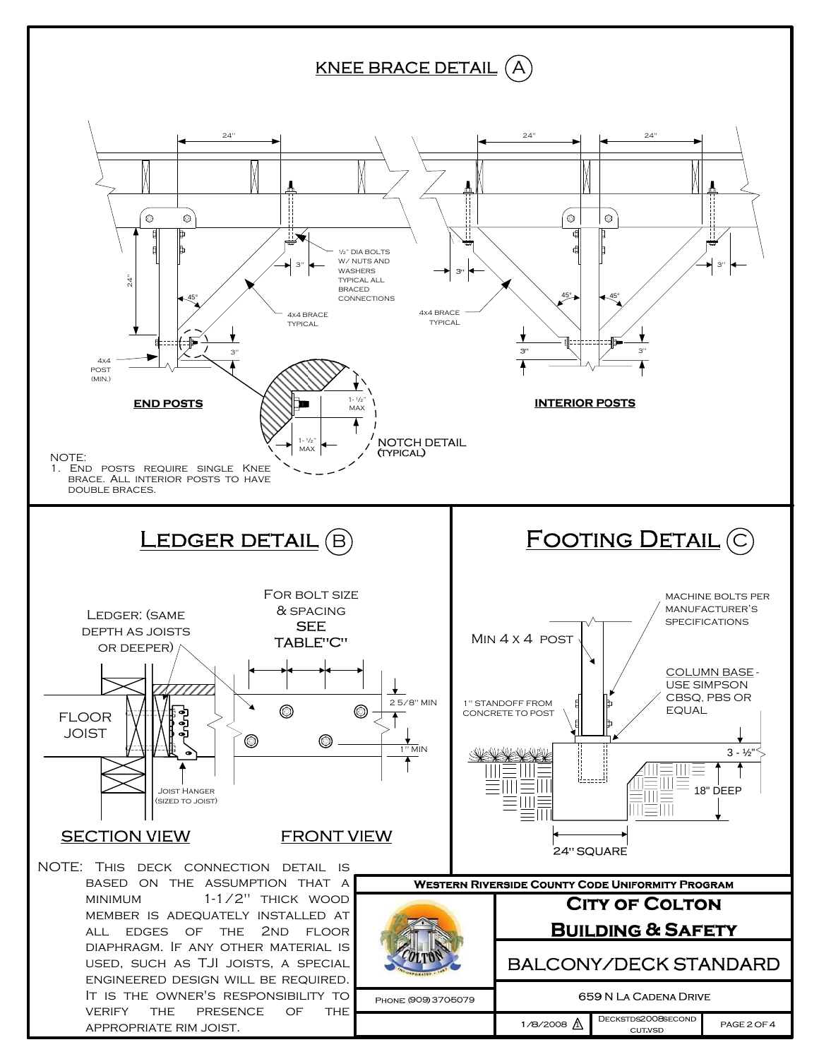## KNEE BRACE DETAIL (A)

24"

24" 24"

½" DIA BOLTS W/ NUTS AND WASHERS TYPICAL ALL BRACED CONNECTIONS

24"

3"

3"

3"

45°

45° 45°

4x4 BRACE TYPICAL

4x4 BRACE TYPICAL

4x4 POST (MIN.)

3"

3" 3"

1-½" MAX

1-½" MAX

**END POSTS**

**INTERIOR POSTS**

NOTCH DETAIL (TYPICAL)

NOTE:
1. End posts require single knee brace. All interior posts to have double braces.

## Ledger detail (B)

Ledger: (same depth as joists or deeper)

For bolt size & spacing SEE TABLE"C"

2 5/8" MIN

1" MIN

FLOOR JOIST

Joist Hanger (sized to joist)

SECTION VIEW

FRONT VIEW

NOTE: This deck connection detail is based on the assumption that a minimum 1-1/2" thick wood member is adequately installed at all edges of the 2nd floor diaphragm. If any other material is used, such as TJI joists, a special engineered design will be required. It is the owner's responsibility to verify the presence of the appropriate rim joist.

## Footing Detail (C)

MIN 4 X 4 POST

MACHINE BOLTS PER MANUFACTURER'S SPECIFICATIONS

COLUMN BASE - USE SIMPSON CBSQ, PBS OR EQUAL

1" STANDOFF FROM CONCRETE TO POST

3 - ½"

18" DEEP

24" SQUARE

**Western Riverside County Code Uniformity Program**

**City of Colton**

**Building & Safety**

BALCONY/DECK STANDARD

Phone: (909) 3705079

659 N La Cadena Drive

1/8/2008 | DECKSTDS2008SECOND CUT.VSD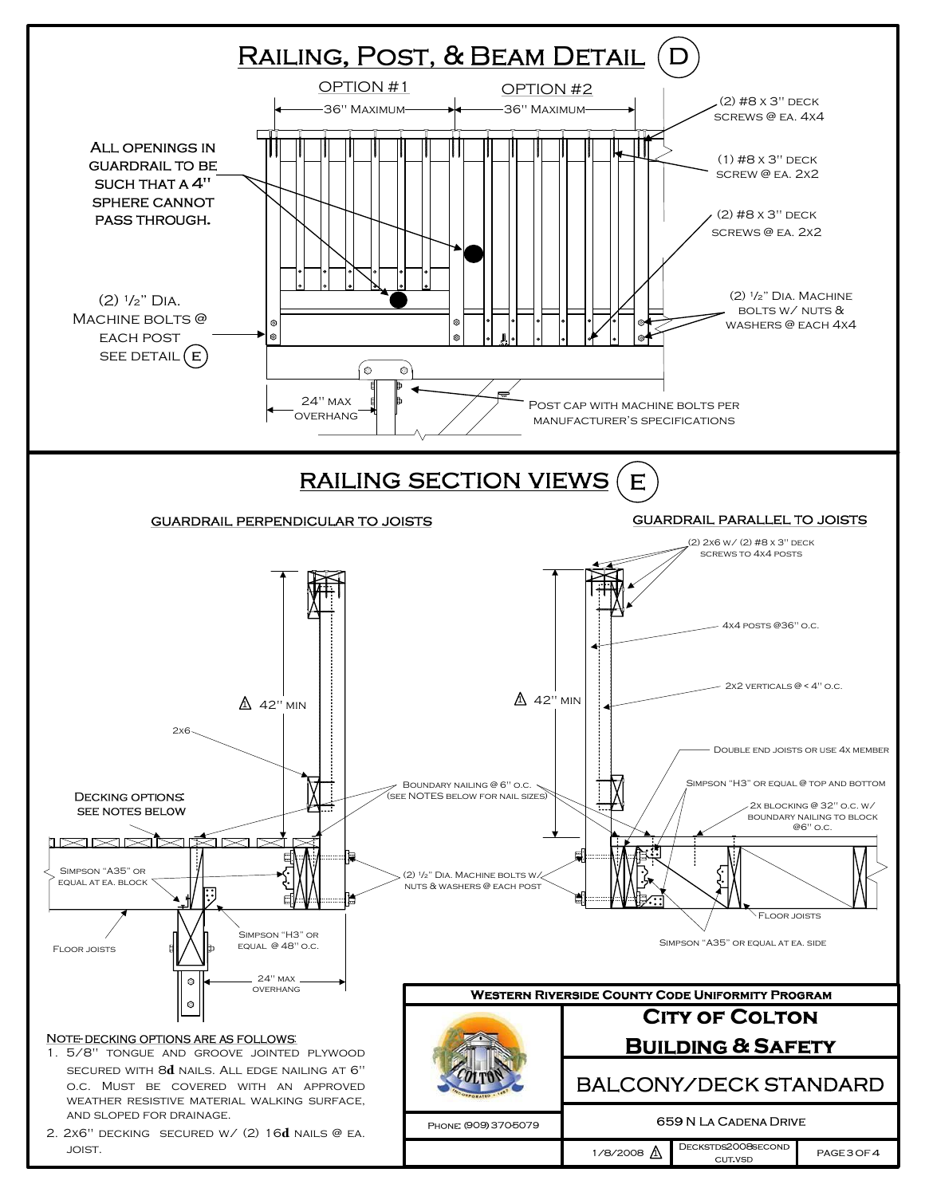## Railing, Post, & Beam Detail (D)

Option #1 — 36" Maximum

Option #2 — 36" Maximum

All openings in guardrail to be such that a 4" sphere cannot pass through.

(2) ½" Dia. Machine bolts @ each post see detail (E)

(2) #8 x 3" deck screws @ ea. 4x4

(1) #8 x 3" deck screw @ ea. 2x2

(2) #8 x 3" deck screws @ ea. 2x2

(2) ½" Dia. Machine bolts w/ nuts & washers @ each 4x4

24" max overhang

Post cap with machine bolts per manufacturer's specifications

## Railing Section Views (E)

### Guardrail perpendicular to joists

42" min

2x6

Decking options: see notes below

Simpson "A35" or equal at ea. block

Floor joists

Simpson "H3" or equal @ 48" o.c.

24" max overhang

Boundary nailing @ 6" o.c. (see NOTES below for nail sizes)

(2) ½" Dia. Machine bolts w/ nuts & washers @ each post

### Guardrail parallel to joists

(2) 2x6 w/ (2) #8 x 3" deck screws to 4x4 posts

4x4 posts @36" o.c.

2x2 verticals @ < 4" o.c.

42" min

Double end joists or use 4x member

Simpson "H3" or equal @ top and bottom

2x blocking @ 32" o.c. w/ boundary nailing to block @6" o.c.

Floor joists

Simpson "A35" or equal at ea. side

Note- decking options are as follows:

1. 5/8" tongue and groove jointed plywood secured with 8**d** nails. All edge nailing at 6" o.c. Must be covered with an approved weather resistive material walking surface, and sloped for drainage.
2. 2x6" decking secured w/ (2) 16**d** nails @ ea. joist.

Western Riverside County Code Uniformity Program

**City of Colton Building & Safety**

BALCONY/DECK STANDARD

Phone: (909) 3705079

659 N La Cadena Drive

1/8/2008 | Deckstds2008second cut.vsd | Page 3 of 4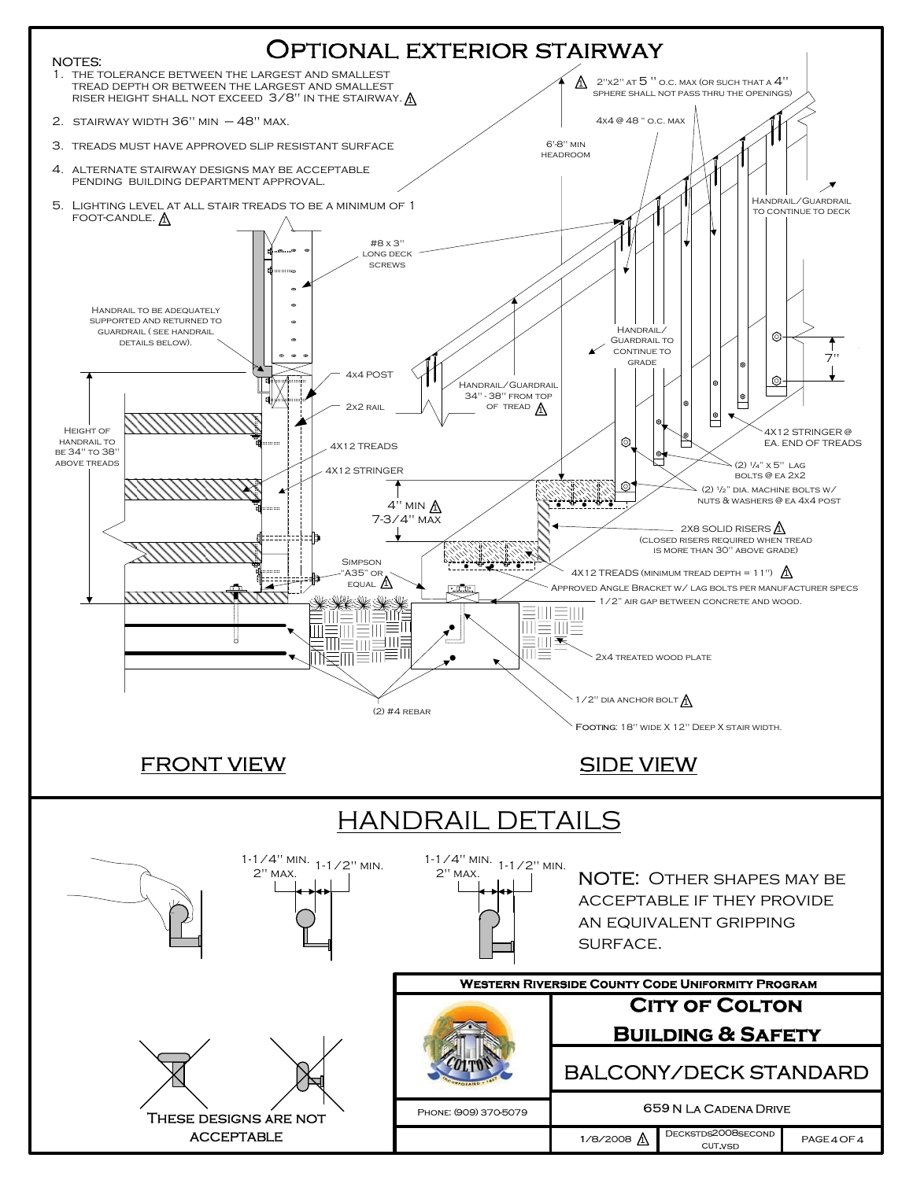# Optional exterior stairway

NOTES:

1. The tolerance between the largest and smallest tread depth or between the largest and smallest riser height shall not exceed 3/8" in the stairway. ⚠1
2. Stairway width 36" min – 48" max.
3. Treads must have approved slip resistant surface
4. Alternate stairway designs may be acceptable pending building department approval.
5. Lighting level at all stair treads to be a minimum of 1 foot-candle. ⚠1

⚠1 2"x2" at 5" o.c. max (or such that a 4" sphere shall not pass thru the openings)

4x4 @ 48" o.c. max

6'-8" min headroom

Handrail/Guardrail to continue to deck

#8 x 3" long deck screws

Handrail to be adequately supported and returned to guardrail (see handrail details below).

Handrail/Guardrail to continue to grade

7"

4x4 post

2x2 rail

Handrail/Guardrail 34" - 38" from top of tread ⚠1

4X12 stringer @ ea. end of treads

Height of handrail to be 34" to 38" above treads

4X12 treads

4X12 stringer

(2) 1/4" x 5" lag bolts @ ea 2x2

(2) 1/2" dia. machine bolts w/ nuts & washers @ ea 4x4 post

4" min ⚠1
7-3/4" max

2X8 solid risers ⚠1
(closed risers required when tread is more than 30" above grade)

Simpson "A35" or equal ⚠1

4X12 treads (minimum tread depth = 11") ⚠1

Approved Angle Bracket w/ lag bolts per manufacturer specs

1/2" air gap between concrete and wood.

2x4 treated wood plate

1/2" dia anchor bolt ⚠1

(2) #4 rebar

Footing: 18" wide X 12" Deep X stair width.

FRONT VIEW

SIDE VIEW

# HANDRAIL DETAILS

1-1/4" min.
2" max.

1-1/2" min.

1-1/4" min.
2" max.

1-1/2" min.

NOTE: Other shapes may be acceptable if they provide an equivalent gripping surface.

These designs are not acceptable

**Western Riverside County Code Uniformity Program**

**City of Colton**

**Building & Safety**

BALCONY/DECK STANDARD

Phone: (909) 370-5079

659 N La Cadena Drive

1/8/2008 ⚠1

Deckstds2008second cut.vsd